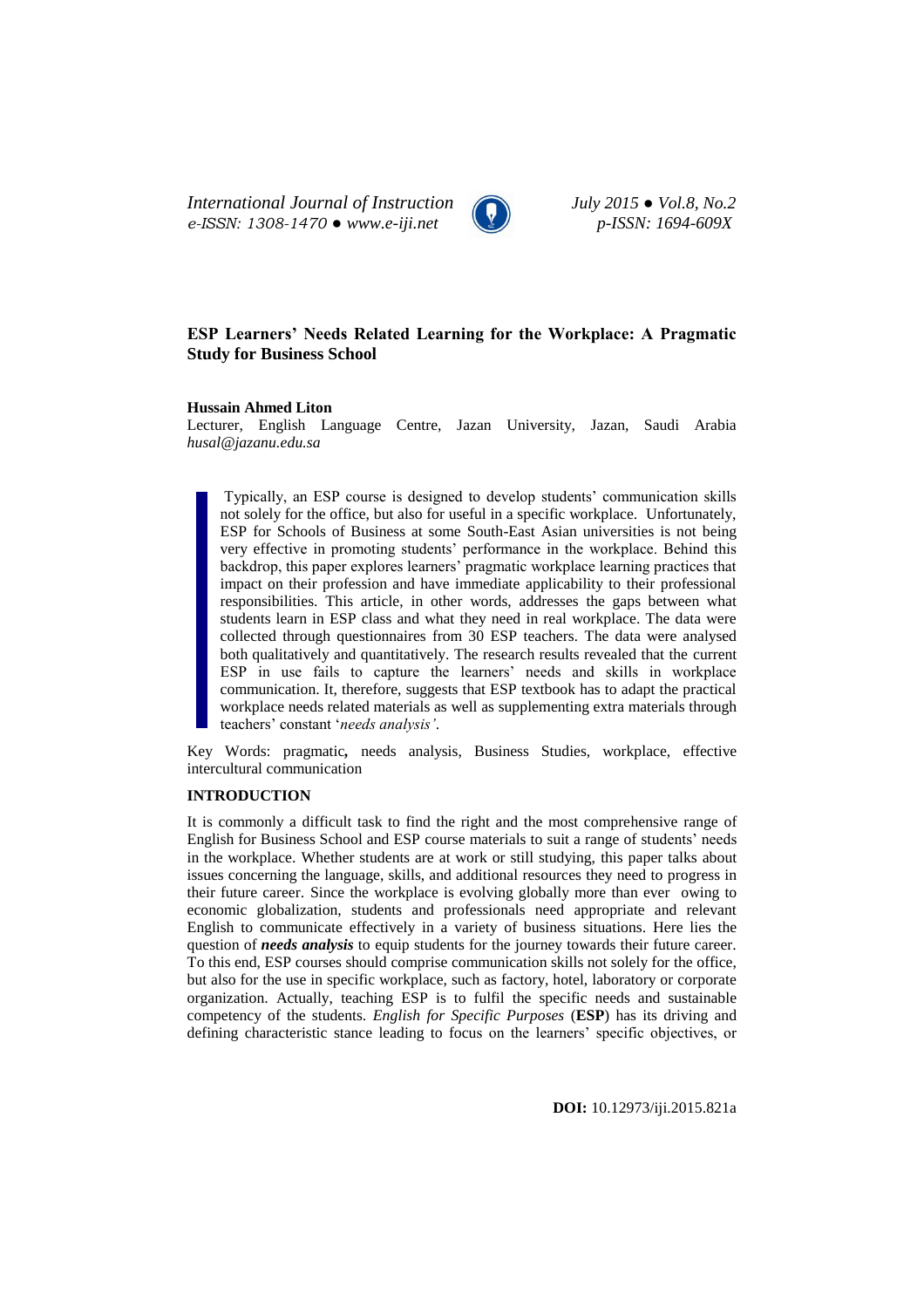# ESP Learners' Needs Related Learning for the Workplace: A Pragmatic Study for Business School

**Hussain Ahmed Liton**
Lecturer, English Language Centre, Jazan University, Jazan, Saudi Arabia
*husal@jazanu.edu.sa*

Typically, an ESP course is designed to develop students' communication skills not solely for the office, but also for useful in a specific workplace. Unfortunately, ESP for Schools of Business at some South-East Asian universities is not being very effective in promoting students' performance in the workplace. Behind this backdrop, this paper explores learners' pragmatic workplace learning practices that impact on their profession and have immediate applicability to their professional responsibilities. This article, in other words, addresses the gaps between what students learn in ESP class and what they need in real workplace. The data were collected through questionnaires from 30 ESP teachers. The data were analysed both qualitatively and quantitatively. The research results revealed that the current ESP in use fails to capture the learners' needs and skills in workplace communication. It, therefore, suggests that ESP textbook has to adapt the practical workplace needs related materials as well as supplementing extra materials through teachers' constant '*needs analysis'*.

Key Words: pragmatic**,** needs analysis, Business Studies, workplace, effective intercultural communication

## INTRODUCTION

It is commonly a difficult task to find the right and the most comprehensive range of English for Business School and ESP course materials to suit a range of students' needs in the workplace. Whether students are at work or still studying, this paper talks about issues concerning the language, skills, and additional resources they need to progress in their future career. Since the workplace is evolving globally more than ever owing to economic globalization, students and professionals need appropriate and relevant English to communicate effectively in a variety of business situations. Here lies the question of ***needs analysis*** to equip students for the journey towards their future career. To this end, ESP courses should comprise communication skills not solely for the office, but also for the use in specific workplace, such as factory, hotel, laboratory or corporate organization. Actually, teaching ESP is to fulfil the specific needs and sustainable competency of the students. *English for Specific Purposes* (**ESP**) has its driving and defining characteristic stance leading to focus on the learners' specific objectives, or

**DOI:** 10.12973/iji.2015.821a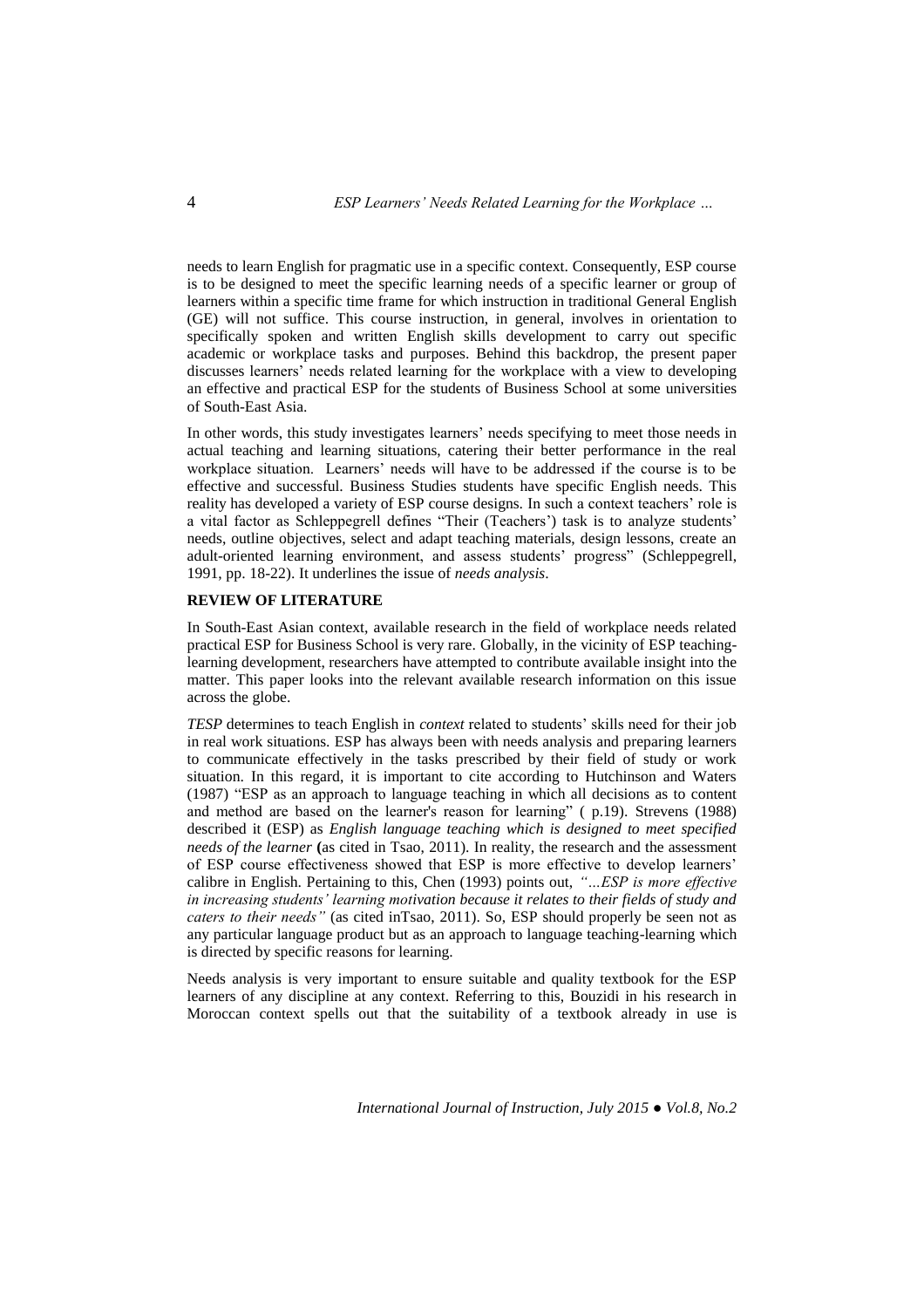needs to learn English for pragmatic use in a specific context. Consequently, ESP course is to be designed to meet the specific learning needs of a specific learner or group of learners within a specific time frame for which instruction in traditional General English (GE) will not suffice. This course instruction, in general, involves in orientation to specifically spoken and written English skills development to carry out specific academic or workplace tasks and purposes. Behind this backdrop, the present paper discusses learners' needs related learning for the workplace with a view to developing an effective and practical ESP for the students of Business School at some universities of South-East Asia.

In other words, this study investigates learners' needs specifying to meet those needs in actual teaching and learning situations, catering their better performance in the real workplace situation. Learners' needs will have to be addressed if the course is to be effective and successful. Business Studies students have specific English needs. This reality has developed a variety of ESP course designs. In such a context teachers' role is a vital factor as Schleppegrell defines "Their (Teachers') task is to analyze students' needs, outline objectives, select and adapt teaching materials, design lessons, create an adult-oriented learning environment, and assess students' progress" (Schleppegrell, 1991, pp. 18-22). It underlines the issue of *needs analysis*.

## REVIEW OF LITERATURE

In South-East Asian context, available research in the field of workplace needs related practical ESP for Business School is very rare. Globally, in the vicinity of ESP teaching-learning development, researchers have attempted to contribute available insight into the matter. This paper looks into the relevant available research information on this issue across the globe.

*TESP* determines to teach English in *context* related to students' skills need for their job in real work situations. ESP has always been with needs analysis and preparing learners to communicate effectively in the tasks prescribed by their field of study or work situation. In this regard, it is important to cite according to Hutchinson and Waters (1987) "ESP as an approach to language teaching in which all decisions as to content and method are based on the learner's reason for learning" ( p.19). Strevens (1988) described it (ESP) as *English language teaching which is designed to meet specified needs of the learner* **(**as cited in Tsao, 2011). In reality, the research and the assessment of ESP course effectiveness showed that ESP is more effective to develop learners' calibre in English. Pertaining to this, Chen (1993) points out, *"…ESP is more effective in increasing students' learning motivation because it relates to their fields of study and caters to their needs"* (as cited inTsao, 2011). So, ESP should properly be seen not as any particular language product but as an approach to language teaching-learning which is directed by specific reasons for learning.

Needs analysis is very important to ensure suitable and quality textbook for the ESP learners of any discipline at any context. Referring to this, Bouzidi in his research in Moroccan context spells out that the suitability of a textbook already in use is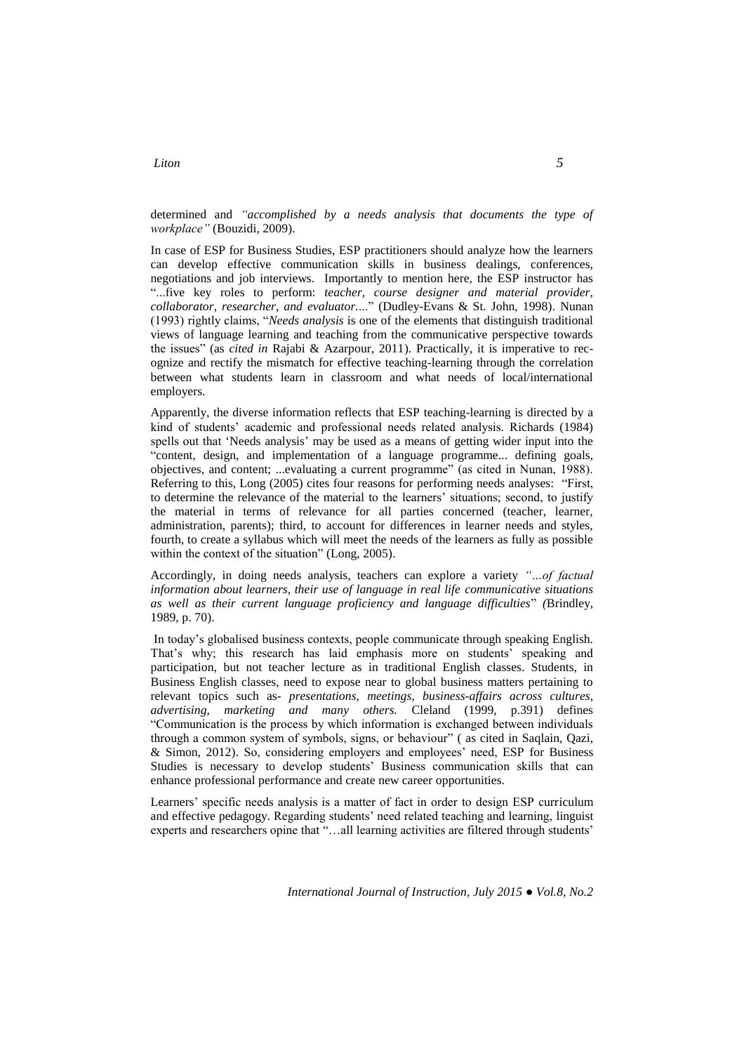determined and *"accomplished by a needs analysis that documents the type of workplace"* (Bouzidi, 2009).

In case of ESP for Business Studies, ESP practitioners should analyze how the learners can develop effective communication skills in business dealings, conferences, negotiations and job interviews. Importantly to mention here, the ESP instructor has "...five key roles to perform: *teacher, course designer and material provider, collaborator, researcher, and evaluator....*" (Dudley-Evans & St. John, 1998). Nunan (1993) rightly claims, "*Needs analysis* is one of the elements that distinguish traditional views of language learning and teaching from the communicative perspective towards the issues" (as *cited in* Rajabi & Azarpour, 2011). Practically, it is imperative to recognize and rectify the mismatch for effective teaching-learning through the correlation between what students learn in classroom and what needs of local/international employers.

Apparently, the diverse information reflects that ESP teaching-learning is directed by a kind of students' academic and professional needs related analysis. Richards (1984) spells out that 'Needs analysis' may be used as a means of getting wider input into the "content, design, and implementation of a language programme... defining goals, objectives, and content; ...evaluating a current programme" (as cited in Nunan, 1988). Referring to this, Long (2005) cites four reasons for performing needs analyses: "First, to determine the relevance of the material to the learners' situations; second, to justify the material in terms of relevance for all parties concerned (teacher, learner, administration, parents); third, to account for differences in learner needs and styles, fourth, to create a syllabus which will meet the needs of the learners as fully as possible within the context of the situation" (Long, 2005).

Accordingly, in doing needs analysis, teachers can explore a variety *"...of factual information about learners, their use of language in real life communicative situations as well as their current language proficiency and language difficulties"* (Brindley, 1989, p. 70).

In today's globalised business contexts, people communicate through speaking English. That's why; this research has laid emphasis more on students' speaking and participation, but not teacher lecture as in traditional English classes. Students, in Business English classes, need to expose near to global business matters pertaining to relevant topics such as- *presentations, meetings, business-affairs across cultures, advertising, marketing and many others.* Cleland (1999, p.391) defines "Communication is the process by which information is exchanged between individuals through a common system of symbols, signs, or behaviour" ( as cited in Saqlain, Qazi, & Simon, 2012). So, considering employers and employees' need, ESP for Business Studies is necessary to develop students' Business communication skills that can enhance professional performance and create new career opportunities.

Learners' specific needs analysis is a matter of fact in order to design ESP curriculum and effective pedagogy. Regarding students' need related teaching and learning, linguist experts and researchers opine that "…all learning activities are filtered through students'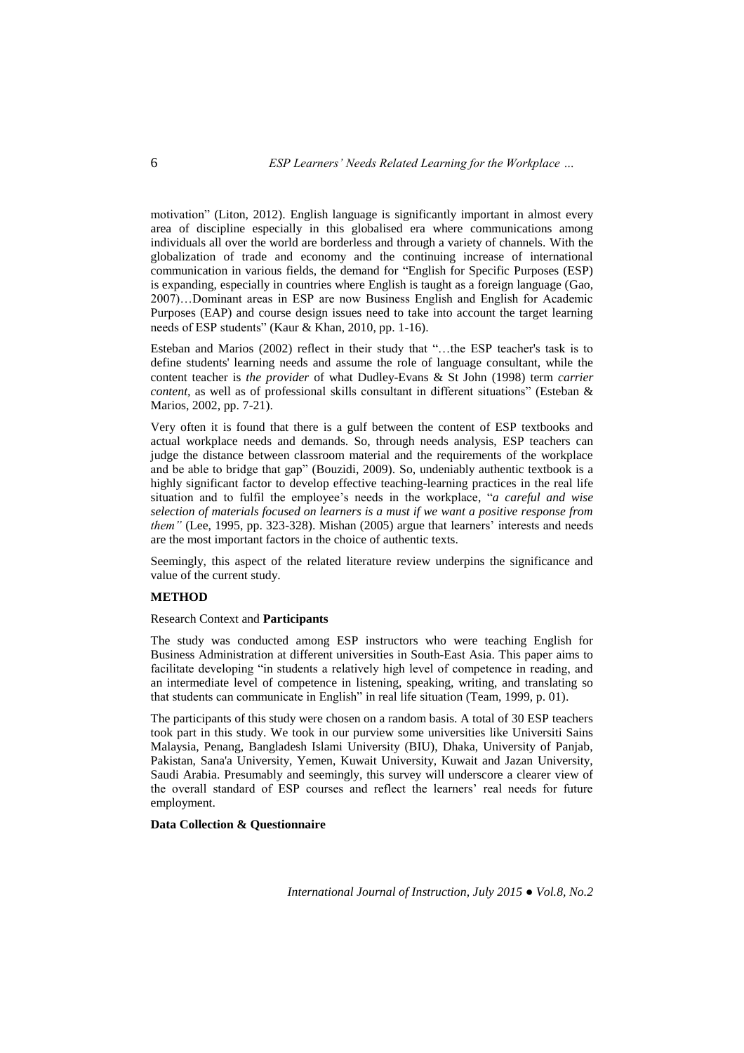motivation" (Liton, 2012). English language is significantly important in almost every area of discipline especially in this globalised era where communications among individuals all over the world are borderless and through a variety of channels. With the globalization of trade and economy and the continuing increase of international communication in various fields, the demand for "English for Specific Purposes (ESP) is expanding, especially in countries where English is taught as a foreign language (Gao, 2007)…Dominant areas in ESP are now Business English and English for Academic Purposes (EAP) and course design issues need to take into account the target learning needs of ESP students" (Kaur & Khan, 2010, pp. 1-16).

Esteban and Marios (2002) reflect in their study that "…the ESP teacher's task is to define students' learning needs and assume the role of language consultant, while the content teacher is *the provider* of what Dudley-Evans & St John (1998) term *carrier content*, as well as of professional skills consultant in different situations" (Esteban & Marios, 2002, pp. 7-21).

Very often it is found that there is a gulf between the content of ESP textbooks and actual workplace needs and demands. So, through needs analysis, ESP teachers can judge the distance between classroom material and the requirements of the workplace and be able to bridge that gap" (Bouzidi, 2009). So, undeniably authentic textbook is a highly significant factor to develop effective teaching-learning practices in the real life situation and to fulfil the employee's needs in the workplace, "*a careful and wise selection of materials focused on learners is a must if we want a positive response from them"* (Lee, 1995, pp. 323-328). Mishan (2005) argue that learners' interests and needs are the most important factors in the choice of authentic texts.

Seemingly, this aspect of the related literature review underpins the significance and value of the current study.

## METHOD

### Research Context and **Participants**

The study was conducted among ESP instructors who were teaching English for Business Administration at different universities in South-East Asia. This paper aims to facilitate developing "in students a relatively high level of competence in reading, and an intermediate level of competence in listening, speaking, writing, and translating so that students can communicate in English" in real life situation (Team, 1999, p. 01).

The participants of this study were chosen on a random basis. A total of 30 ESP teachers took part in this study. We took in our purview some universities like Universiti Sains Malaysia, Penang, Bangladesh Islami University (BIU), Dhaka, University of Panjab, Pakistan, Sana'a University, Yemen, Kuwait University, Kuwait and Jazan University, Saudi Arabia. Presumably and seemingly, this survey will underscore a clearer view of the overall standard of ESP courses and reflect the learners' real needs for future employment.

### Data Collection & Questionnaire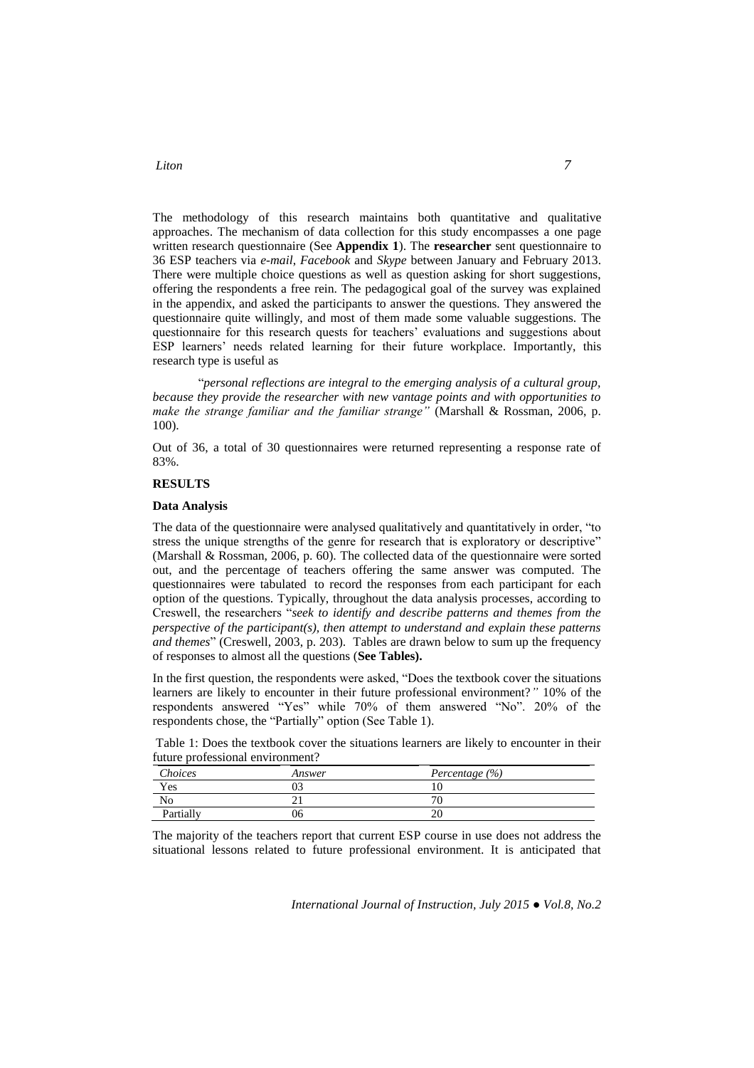The methodology of this research maintains both quantitative and qualitative approaches. The mechanism of data collection for this study encompasses a one page written research questionnaire (See **Appendix 1**). The **researcher** sent questionnaire to 36 ESP teachers via *e-mail*, *Facebook* and *Skype* between January and February 2013. There were multiple choice questions as well as question asking for short suggestions, offering the respondents a free rein. The pedagogical goal of the survey was explained in the appendix, and asked the participants to answer the questions. They answered the questionnaire quite willingly, and most of them made some valuable suggestions. The questionnaire for this research quests for teachers' evaluations and suggestions about ESP learners' needs related learning for their future workplace. Importantly, this research type is useful as

"*personal reflections are integral to the emerging analysis of a cultural group, because they provide the researcher with new vantage points and with opportunities to make the strange familiar and the familiar strange"* (Marshall & Rossman, 2006, p. 100).

Out of 36, a total of 30 questionnaires were returned representing a response rate of 83%.

## RESULTS

### Data Analysis

The data of the questionnaire were analysed qualitatively and quantitatively in order, "to stress the unique strengths of the genre for research that is exploratory or descriptive" (Marshall & Rossman, 2006, p. 60). The collected data of the questionnaire were sorted out, and the percentage of teachers offering the same answer was computed. The questionnaires were tabulated to record the responses from each participant for each option of the questions. Typically, throughout the data analysis processes, according to Creswell, the researchers "*seek to identify and describe patterns and themes from the perspective of the participant(s), then attempt to understand and explain these patterns and themes*" (Creswell, 2003, p. 203). Tables are drawn below to sum up the frequency of responses to almost all the questions (**See Tables).**

In the first question, the respondents were asked, "Does the textbook cover the situations learners are likely to encounter in their future professional environment?*"* 10% of the respondents answered "Yes" while 70% of them answered "No". 20% of the respondents chose, the "Partially" option (See Table 1).

Table 1: Does the textbook cover the situations learners are likely to encounter in their future professional environment?

| *Choices* | *Answer* | *Percentage (%)* |
|---|---|---|
| Yes | 03 | 10 |
| No | 21 | 70 |
| Partially | 06 | 20 |

The majority of the teachers report that current ESP course in use does not address the situational lessons related to future professional environment. It is anticipated that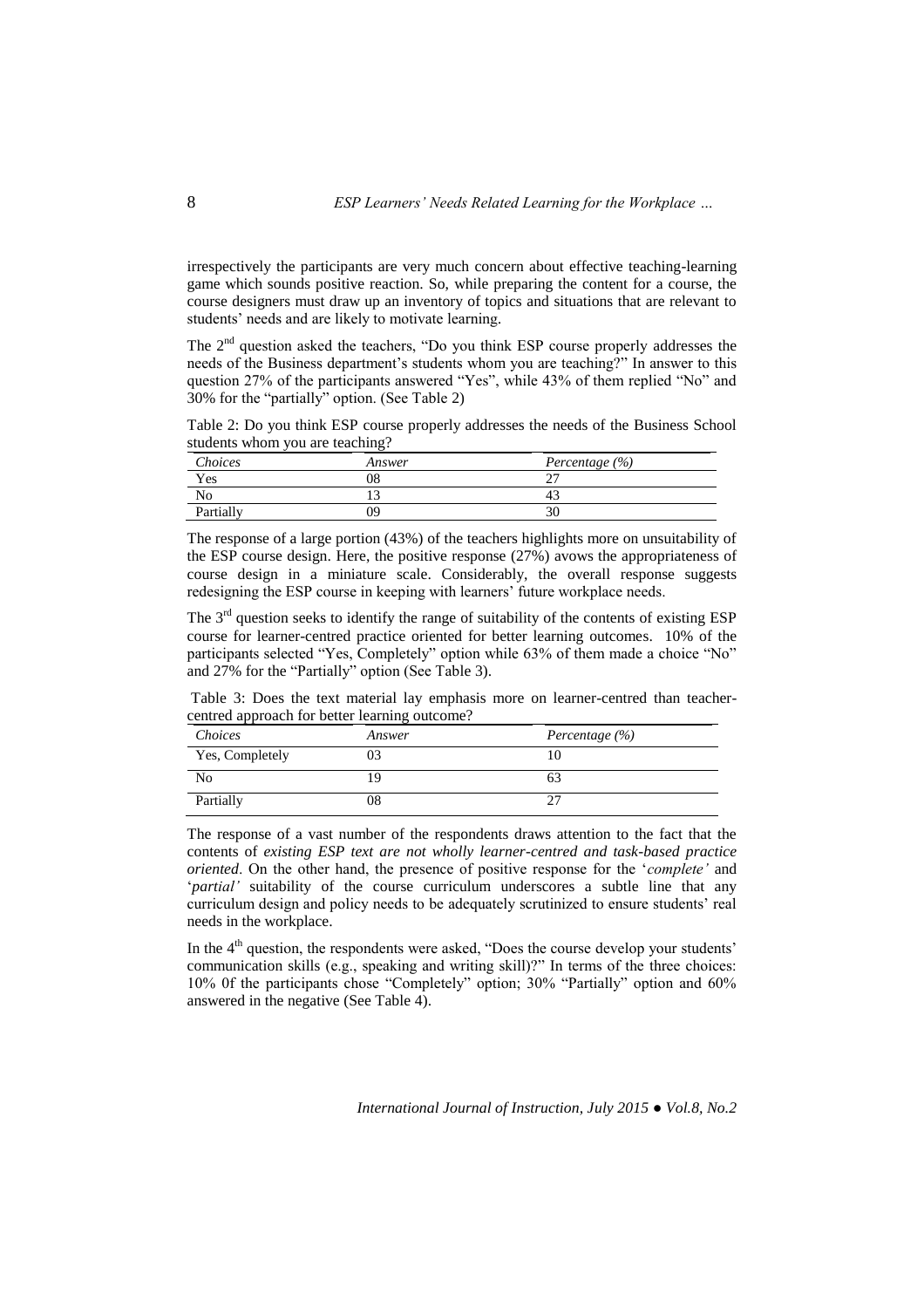irrespectively the participants are very much concern about effective teaching-learning game which sounds positive reaction. So, while preparing the content for a course, the course designers must draw up an inventory of topics and situations that are relevant to students' needs and are likely to motivate learning.

The 2nd question asked the teachers, "Do you think ESP course properly addresses the needs of the Business department's students whom you are teaching?" In answer to this question 27% of the participants answered "Yes", while 43% of them replied "No" and 30% for the "partially" option. (See Table 2)

Table 2: Do you think ESP course properly addresses the needs of the Business School students whom you are teaching?

| *Choices* | *Answer* | *Percentage (%)* |
|---|---|---|
| Yes | 08 | 27 |
| No | 13 | 43 |
| Partially | 09 | 30 |

The response of a large portion (43%) of the teachers highlights more on unsuitability of the ESP course design. Here, the positive response (27%) avows the appropriateness of course design in a miniature scale. Considerably, the overall response suggests redesigning the ESP course in keeping with learners' future workplace needs.

The 3rd question seeks to identify the range of suitability of the contents of existing ESP course for learner-centred practice oriented for better learning outcomes. 10% of the participants selected "Yes, Completely" option while 63% of them made a choice "No" and 27% for the "Partially" option (See Table 3).

Table 3: Does the text material lay emphasis more on learner-centred than teacher-centred approach for better learning outcome?

| *Choices* | *Answer* | *Percentage (%)* |
|---|---|---|
| Yes, Completely | 03 | 10 |
| No | 19 | 63 |
| Partially | 08 | 27 |

The response of a vast number of the respondents draws attention to the fact that the contents of *existing ESP text are not wholly learner-centred and task-based practice oriented*. On the other hand, the presence of positive response for the '*complete'* and '*partial'* suitability of the course curriculum underscores a subtle line that any curriculum design and policy needs to be adequately scrutinized to ensure students' real needs in the workplace.

In the 4th question, the respondents were asked, "Does the course develop your students' communication skills (e.g., speaking and writing skill)?" In terms of the three choices: 10% 0f the participants chose "Completely" option; 30% "Partially" option and 60% answered in the negative (See Table 4).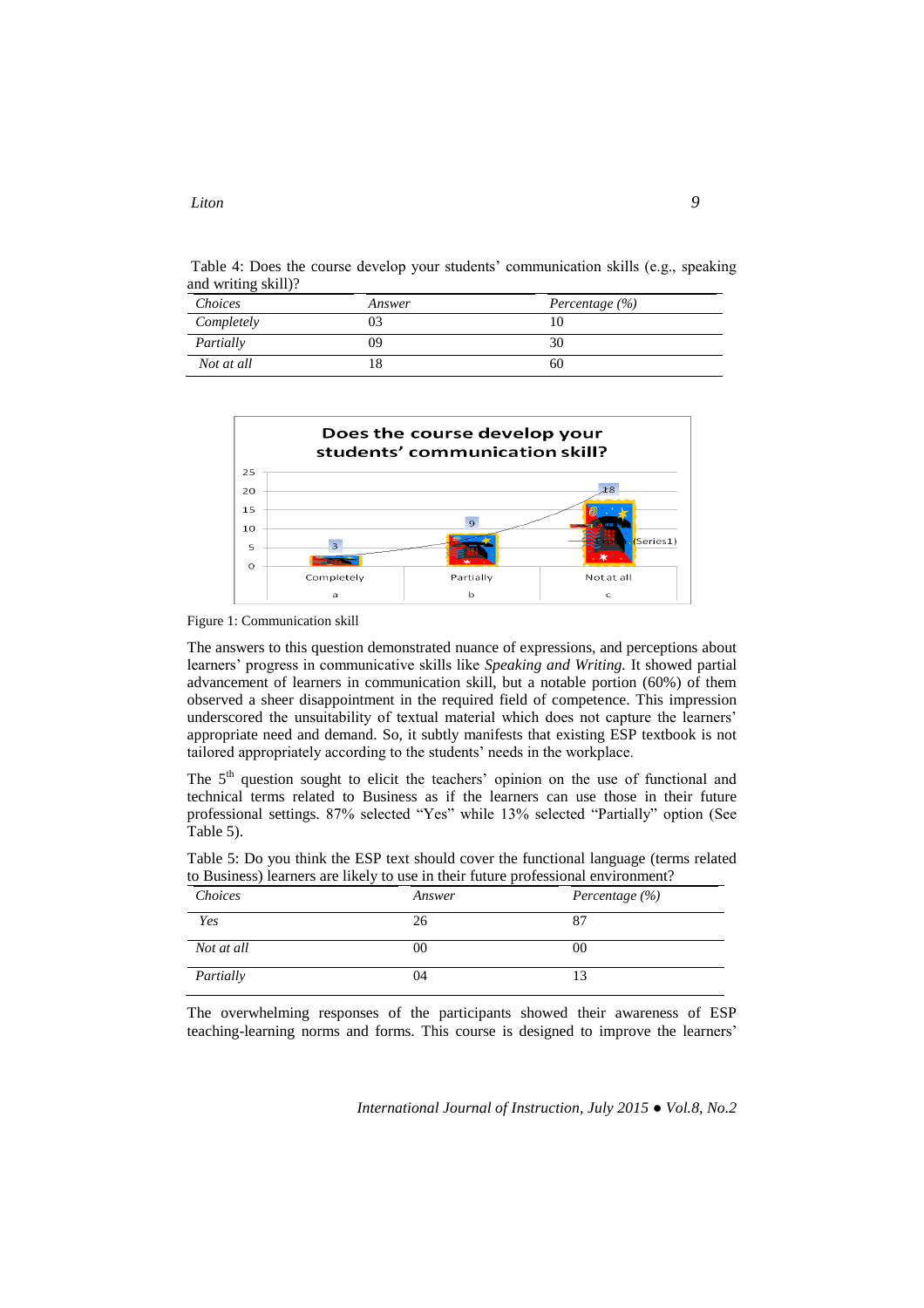Table 4: Does the course develop your students' communication skills (e.g., speaking and writing skill)?

| *Choices* | *Answer* | *Percentage (%)* |
|---|---|---|
| *Completely* | 03 | 10 |
| *Partially* | 09 | 30 |
| *Not at all* | 18 | 60 |

Figure 1: Communication skill

The answers to this question demonstrated nuance of expressions, and perceptions about learners' progress in communicative skills like *Speaking and Writing.* It showed partial advancement of learners in communication skill, but a notable portion (60%) of them observed a sheer disappointment in the required field of competence. This impression underscored the unsuitability of textual material which does not capture the learners' appropriate need and demand. So, it subtly manifests that existing ESP textbook is not tailored appropriately according to the students' needs in the workplace.

The 5th question sought to elicit the teachers' opinion on the use of functional and technical terms related to Business as if the learners can use those in their future professional settings. 87% selected "Yes" while 13% selected "Partially" option (See Table 5).

Table 5: Do you think the ESP text should cover the functional language (terms related to Business) learners are likely to use in their future professional environment?

| *Choices* | *Answer* | *Percentage (%)* |
|---|---|---|
| *Yes* | 26 | 87 |
| *Not at all* | 00 | 00 |
| *Partially* | 04 | 13 |

The overwhelming responses of the participants showed their awareness of ESP teaching-learning norms and forms. This course is designed to improve the learners'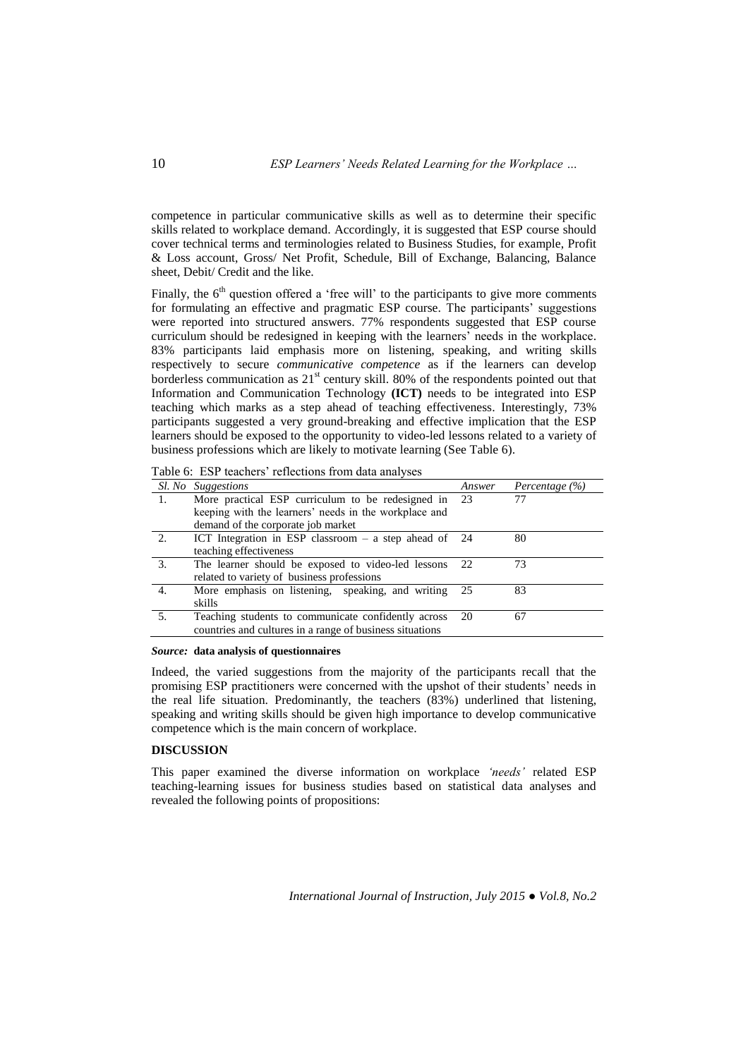competence in particular communicative skills as well as to determine their specific skills related to workplace demand. Accordingly, it is suggested that ESP course should cover technical terms and terminologies related to Business Studies, for example, Profit & Loss account, Gross/ Net Profit, Schedule, Bill of Exchange, Balancing, Balance sheet, Debit/ Credit and the like.

Finally, the 6th question offered a 'free will' to the participants to give more comments for formulating an effective and pragmatic ESP course. The participants' suggestions were reported into structured answers. 77% respondents suggested that ESP course curriculum should be redesigned in keeping with the learners' needs in the workplace. 83% participants laid emphasis more on listening, speaking, and writing skills respectively to secure *communicative competence* as if the learners can develop borderless communication as 21st century skill. 80% of the respondents pointed out that Information and Communication Technology **(ICT)** needs to be integrated into ESP teaching which marks as a step ahead of teaching effectiveness. Interestingly, 73% participants suggested a very ground-breaking and effective implication that the ESP learners should be exposed to the opportunity to video-led lessons related to a variety of business professions which are likely to motivate learning (See Table 6).

Table 6: ESP teachers' reflections from data analyses

| *Sl. No* | *Suggestions* | *Answer* | *Percentage (%)* |
|---|---|---|---|
| 1. | More practical ESP curriculum to be redesigned in keeping with the learners' needs in the workplace and demand of the corporate job market | 23 | 77 |
| 2. | ICT Integration in ESP classroom – a step ahead of teaching effectiveness | 24 | 80 |
| 3. | The learner should be exposed to video-led lessons related to variety of business professions | 22 | 73 |
| 4. | More emphasis on listening, speaking, and writing skills | 25 | 83 |
| 5. | Teaching students to communicate confidently across countries and cultures in a range of business situations | 20 | 67 |

***Source:*** **data analysis of questionnaires**

Indeed, the varied suggestions from the majority of the participants recall that the promising ESP practitioners were concerned with the upshot of their students' needs in the real life situation. Predominantly, the teachers (83%) underlined that listening, speaking and writing skills should be given high importance to develop communicative competence which is the main concern of workplace.

## DISCUSSION

This paper examined the diverse information on workplace *'needs'* related ESP teaching-learning issues for business studies based on statistical data analyses and revealed the following points of propositions: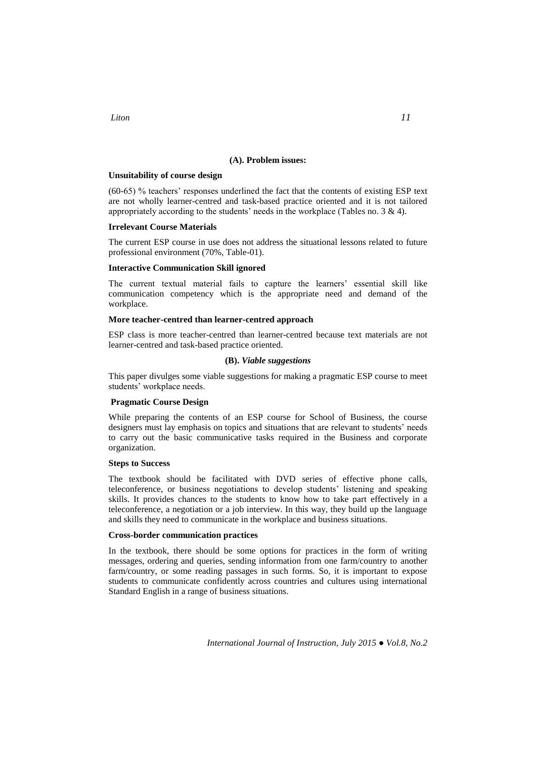### (A). Problem issues:

#### Unsuitability of course design

(60-65) % teachers' responses underlined the fact that the contents of existing ESP text are not wholly learner-centred and task-based practice oriented and it is not tailored appropriately according to the students' needs in the workplace (Tables no. 3 & 4).

#### Irrelevant Course Materials

The current ESP course in use does not address the situational lessons related to future professional environment (70%, Table-01).

#### Interactive Communication Skill ignored

The current textual material fails to capture the learners' essential skill like communication competency which is the appropriate need and demand of the workplace.

#### More teacher-centred than learner-centred approach

ESP class is more teacher-centred than learner-centred because text materials are not learner-centred and task-based practice oriented.

### (B). *Viable suggestions*

This paper divulges some viable suggestions for making a pragmatic ESP course to meet students' workplace needs.

#### Pragmatic Course Design

While preparing the contents of an ESP course for School of Business, the course designers must lay emphasis on topics and situations that are relevant to students' needs to carry out the basic communicative tasks required in the Business and corporate organization.

#### Steps to Success

The textbook should be facilitated with DVD series of effective phone calls, teleconference, or business negotiations to develop students' listening and speaking skills. It provides chances to the students to know how to take part effectively in a teleconference, a negotiation or a job interview. In this way, they build up the language and skills they need to communicate in the workplace and business situations.

#### Cross-border communication practices

In the textbook, there should be some options for practices in the form of writing messages, ordering and queries, sending information from one farm/country to another farm/country, or some reading passages in such forms. So, it is important to expose students to communicate confidently across countries and cultures using international Standard English in a range of business situations.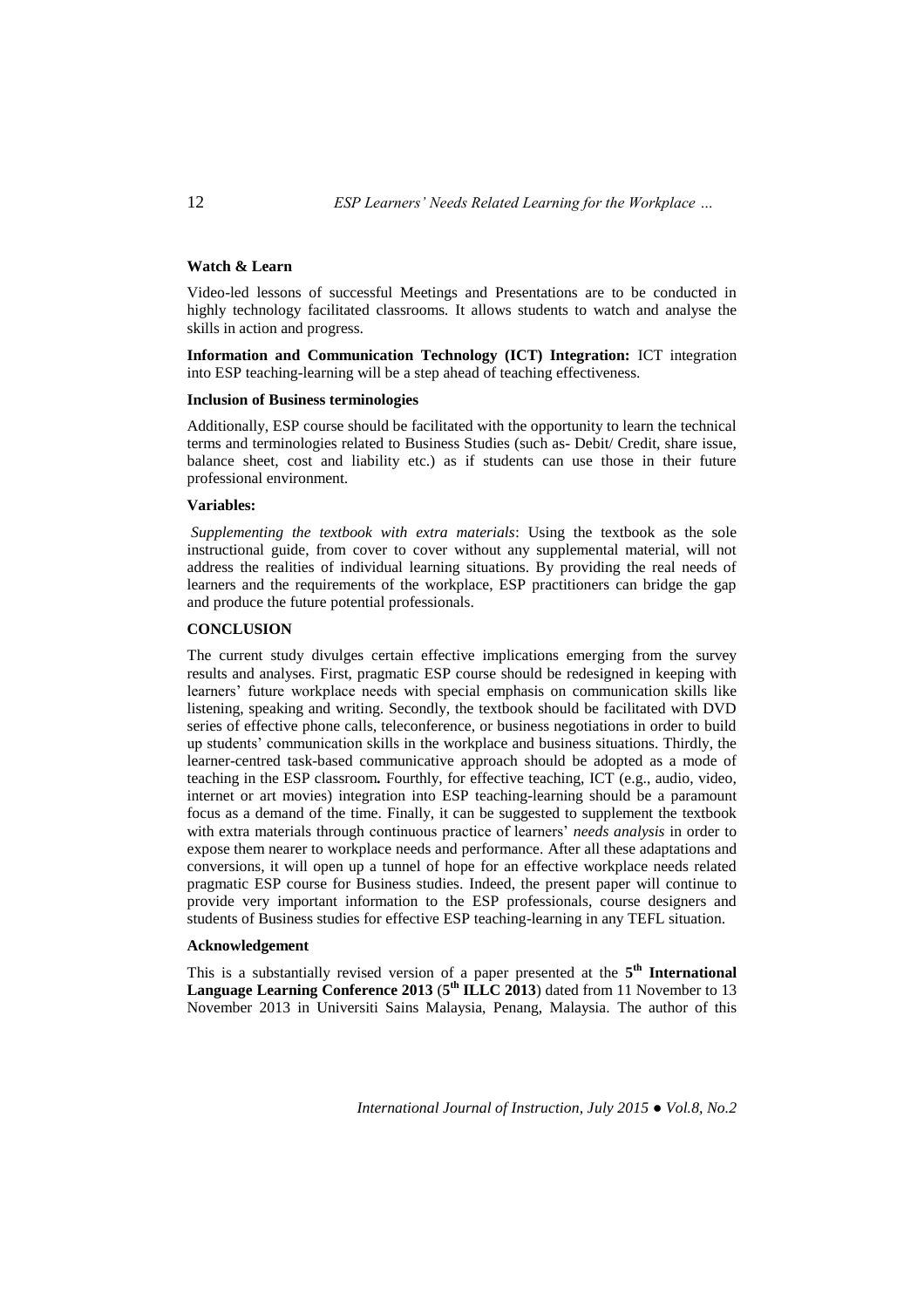**Watch & Learn**

Video-led lessons of successful Meetings and Presentations are to be conducted in highly technology facilitated classrooms. It allows students to watch and analyse the skills in action and progress.

**Information and Communication Technology (ICT) Integration:** ICT integration into ESP teaching-learning will be a step ahead of teaching effectiveness.

**Inclusion of Business terminologies**

Additionally, ESP course should be facilitated with the opportunity to learn the technical terms and terminologies related to Business Studies (such as- Debit/ Credit, share issue, balance sheet, cost and liability etc.) as if students can use those in their future professional environment.

**Variables:**

*Supplementing the textbook with extra materials*: Using the textbook as the sole instructional guide, from cover to cover without any supplemental material, will not address the realities of individual learning situations. By providing the real needs of learners and the requirements of the workplace, ESP practitioners can bridge the gap and produce the future potential professionals.

**CONCLUSION**

The current study divulges certain effective implications emerging from the survey results and analyses. First, pragmatic ESP course should be redesigned in keeping with learners' future workplace needs with special emphasis on communication skills like listening, speaking and writing. Secondly, the textbook should be facilitated with DVD series of effective phone calls, teleconference, or business negotiations in order to build up students' communication skills in the workplace and business situations. Thirdly, the learner-centred task-based communicative approach should be adopted as a mode of teaching in the ESP classroom**.** Fourthly, for effective teaching, ICT (e.g., audio, video, internet or art movies) integration into ESP teaching-learning should be a paramount focus as a demand of the time. Finally, it can be suggested to supplement the textbook with extra materials through continuous practice of learners' *needs analysis* in order to expose them nearer to workplace needs and performance. After all these adaptations and conversions, it will open up a tunnel of hope for an effective workplace needs related pragmatic ESP course for Business studies. Indeed, the present paper will continue to provide very important information to the ESP professionals, course designers and students of Business studies for effective ESP teaching-learning in any TEFL situation.

**Acknowledgement**

This is a substantially revised version of a paper presented at the **5th International Language Learning Conference 2013** (**5th ILLC 2013**) dated from 11 November to 13 November 2013 in Universiti Sains Malaysia, Penang, Malaysia. The author of this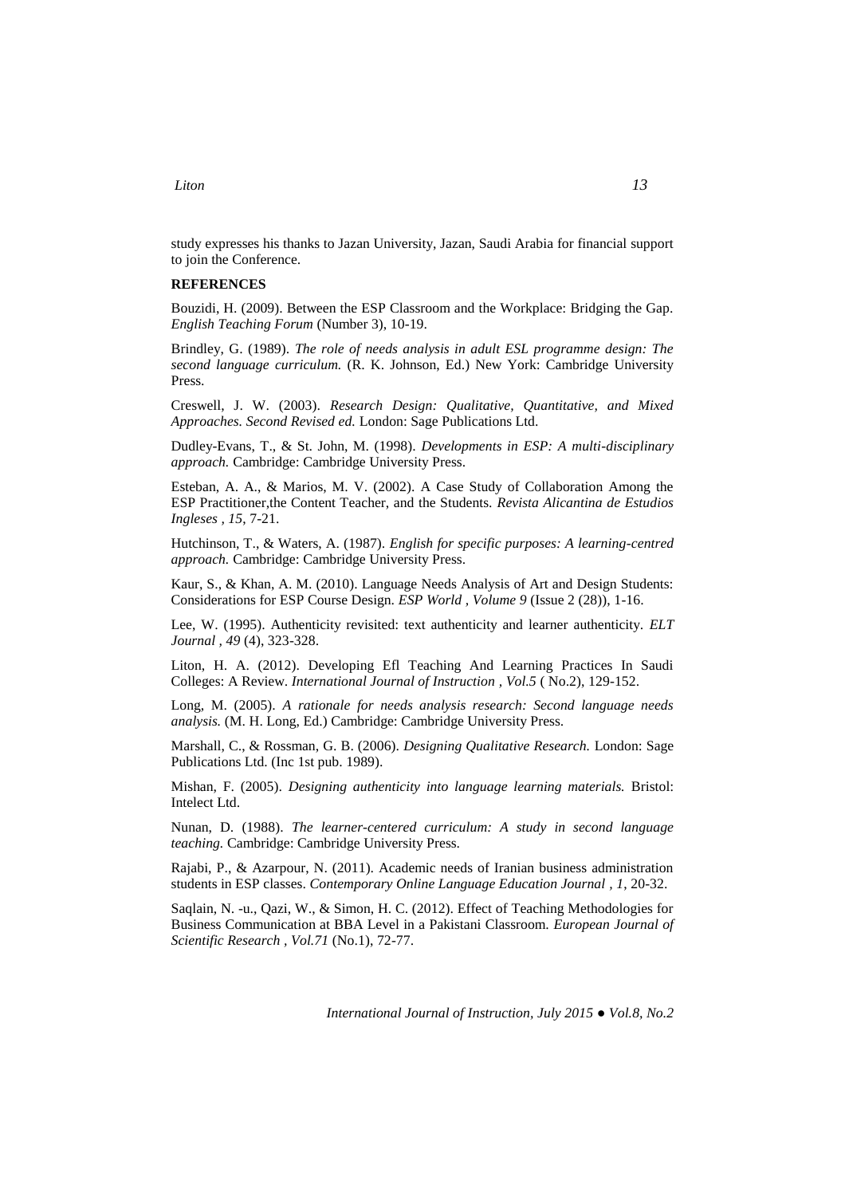study expresses his thanks to Jazan University, Jazan, Saudi Arabia for financial support to join the Conference.

**REFERENCES**

Bouzidi, H. (2009). Between the ESP Classroom and the Workplace: Bridging the Gap. *English Teaching Forum* (Number 3), 10-19.

Brindley, G. (1989). *The role of needs analysis in adult ESL programme design: The second language curriculum.* (R. K. Johnson, Ed.) New York: Cambridge University Press.

Creswell, J. W. (2003). *Research Design: Qualitative, Quantitative, and Mixed Approaches. Second Revised ed.* London: Sage Publications Ltd.

Dudley-Evans, T., & St. John, M. (1998). *Developments in ESP: A multi-disciplinary approach.* Cambridge: Cambridge University Press.

Esteban, A. A., & Marios, M. V. (2002). A Case Study of Collaboration Among the ESP Practitioner,the Content Teacher, and the Students. *Revista Alicantina de Estudios Ingleses , 15*, 7-21.

Hutchinson, T., & Waters, A. (1987). *English for specific purposes: A learning-centred approach.* Cambridge: Cambridge University Press.

Kaur, S., & Khan, A. M. (2010). Language Needs Analysis of Art and Design Students: Considerations for ESP Course Design. *ESP World , Volume 9* (Issue 2 (28)), 1-16.

Lee, W. (1995). Authenticity revisited: text authenticity and learner authenticity. *ELT Journal , 49* (4), 323-328.

Liton, H. A. (2012). Developing Efl Teaching And Learning Practices In Saudi Colleges: A Review. *International Journal of Instruction , Vol.5* ( No.2), 129-152.

Long, M. (2005). *A rationale for needs analysis research: Second language needs analysis.* (M. H. Long, Ed.) Cambridge: Cambridge University Press.

Marshall, C., & Rossman, G. B. (2006). *Designing Qualitative Research.* London: Sage Publications Ltd. (Inc 1st pub. 1989).

Mishan, F. (2005). *Designing authenticity into language learning materials.* Bristol: Intelect Ltd.

Nunan, D. (1988). *The learner-centered curriculum: A study in second language teaching.* Cambridge: Cambridge University Press.

Rajabi, P., & Azarpour, N. (2011). Academic needs of Iranian business administration students in ESP classes. *Contemporary Online Language Education Journal , 1*, 20-32.

Saqlain, N. -u., Qazi, W., & Simon, H. C. (2012). Effect of Teaching Methodologies for Business Communication at BBA Level in a Pakistani Classroom. *European Journal of Scientific Research , Vol.71* (No.1), 72-77.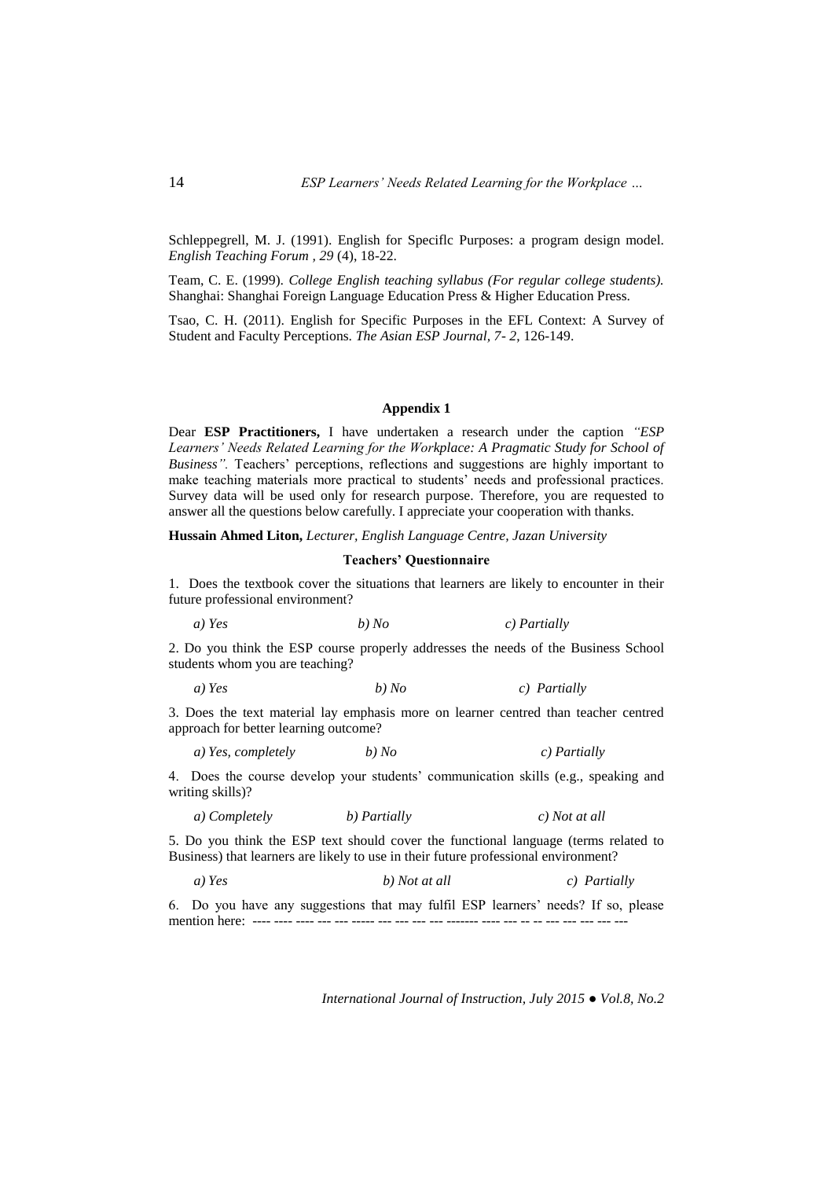Schleppegrell, M. J. (1991). English for Speciflc Purposes: a program design model. *English Teaching Forum , 29* (4), 18-22.

Team, C. E. (1999). *College English teaching syllabus (For regular college students).* Shanghai: Shanghai Foreign Language Education Press & Higher Education Press.

Tsao, C. H. (2011). English for Specific Purposes in the EFL Context: A Survey of Student and Faculty Perceptions. *The Asian ESP Journal, 7- 2*, 126-149.

## Appendix 1

Dear **ESP Practitioners,** I have undertaken a research under the caption *"ESP Learners' Needs Related Learning for the Workplace: A Pragmatic Study for School of Business".* Teachers' perceptions, reflections and suggestions are highly important to make teaching materials more practical to students' needs and professional practices. Survey data will be used only for research purpose. Therefore, you are requested to answer all the questions below carefully. I appreciate your cooperation with thanks.

**Hussain Ahmed Liton,** *Lecturer, English Language Centre, Jazan University*

### Teachers' Questionnaire

1. Does the textbook cover the situations that learners are likely to encounter in their future professional environment?

   *a) Yes* *b) No* *c) Partially*

2. Do you think the ESP course properly addresses the needs of the Business School students whom you are teaching?

   *a) Yes* *b) No* *c) Partially*

3. Does the text material lay emphasis more on learner centred than teacher centred approach for better learning outcome?

   *a) Yes, completely* *b) No* *c) Partially*

4. Does the course develop your students' communication skills (e.g., speaking and writing skills)?

   *a) Completely* *b) Partially* *c) Not at all*

5. Do you think the ESP text should cover the functional language (terms related to Business) that learners are likely to use in their future professional environment?

   *a) Yes* *b) Not at all* *c) Partially*

6. Do you have any suggestions that may fulfil ESP learners' needs? If so, please mention here: ---- ---- ---- --- --- ----- --- --- --- --- ------- ---- --- -- -- --- --- --- ---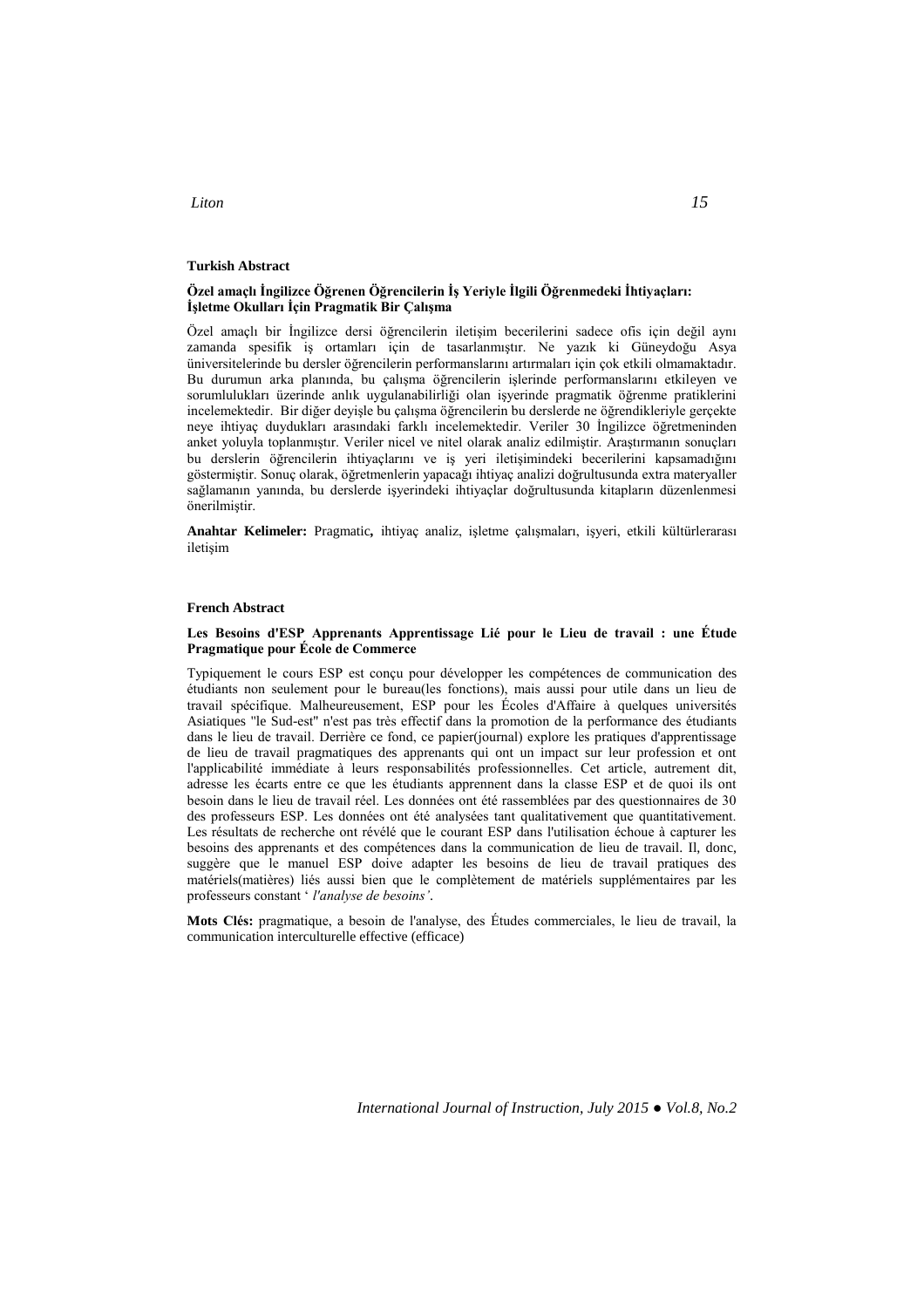**Turkish Abstract**

**Özel amaçlı İngilizce Öğrenen Öğrencilerin İş Yeriyle İlgili Öğrenmedeki İhtiyaçları: İşletme Okulları İçin Pragmatik Bir Çalışma**

Özel amaçlı bir İngilizce dersi öğrencilerin iletişim becerilerini sadece ofis için değil aynı zamanda spesifik iş ortamları için de tasarlanmıştır. Ne yazık ki Güneydoğu Asya üniversitelerinde bu dersler öğrencilerin performanslarını artırmaları için çok etkili olmamaktadır. Bu durumun arka planında, bu çalışma öğrencilerin işlerinde performanslarını etkileyen ve sorumlulukları üzerinde anlık uygulanabilirliği olan işyerinde pragmatik öğrenme pratiklerini incelemektedir. Bir diğer deyişle bu çalışma öğrencilerin bu derslerde ne öğrendikleriyle gerçekte neye ihtiyaç duydukları arasındaki farklı incelemektedir. Veriler 30 İngilizce öğretmeninden anket yoluyla toplanmıştır. Veriler nicel ve nitel olarak analiz edilmiştir. Araştırmanın sonuçları bu derslerin öğrencilerin ihtiyaçlarını ve iş yeri iletişimindeki becerilerini kapsamadığını göstermiştir. Sonuç olarak, öğretmenlerin yapacağı ihtiyaç analizi doğrultusunda extra materyaller sağlamanın yanında, bu derslerde işyerindeki ihtiyaçlar doğrultusunda kitapların düzenlenmesi önerilmiştir.

**Anahtar Kelimeler:** Pragmatic**,** ihtiyaç analiz, işletme çalışmaları, işyeri, etkili kültürlerarası iletişim

**French Abstract**

**Les Besoins d'ESP Apprenants Apprentissage Lié pour le Lieu de travail : une Étude Pragmatique pour École de Commerce**

Typiquement le cours ESP est conçu pour développer les compétences de communication des étudiants non seulement pour le bureau(les fonctions), mais aussi pour utile dans un lieu de travail spécifique. Malheureusement, ESP pour les Écoles d'Affaire à quelques universités Asiatiques "le Sud-est" n'est pas très effectif dans la promotion de la performance des étudiants dans le lieu de travail. Derrière ce fond, ce papier(journal) explore les pratiques d'apprentissage de lieu de travail pragmatiques des apprenants qui ont un impact sur leur profession et ont l'applicabilité immédiate à leurs responsabilités professionnelles. Cet article, autrement dit, adresse les écarts entre ce que les étudiants apprennent dans la classe ESP et de quoi ils ont besoin dans le lieu de travail réel. Les données ont été rassemblées par des questionnaires de 30 des professeurs ESP. Les données ont été analysées tant qualitativement que quantitativement. Les résultats de recherche ont révélé que le courant ESP dans l'utilisation échoue à capturer les besoins des apprenants et des compétences dans la communication de lieu de travail. Il, donc, suggère que le manuel ESP doive adapter les besoins de lieu de travail pratiques des matériels(matières) liés aussi bien que le complètement de matériels supplémentaires par les professeurs constant ' *l'analyse de besoins'*.

**Mots Clés:** pragmatique, a besoin de l'analyse, des Études commerciales, le lieu de travail, la communication interculturelle effective (efficace)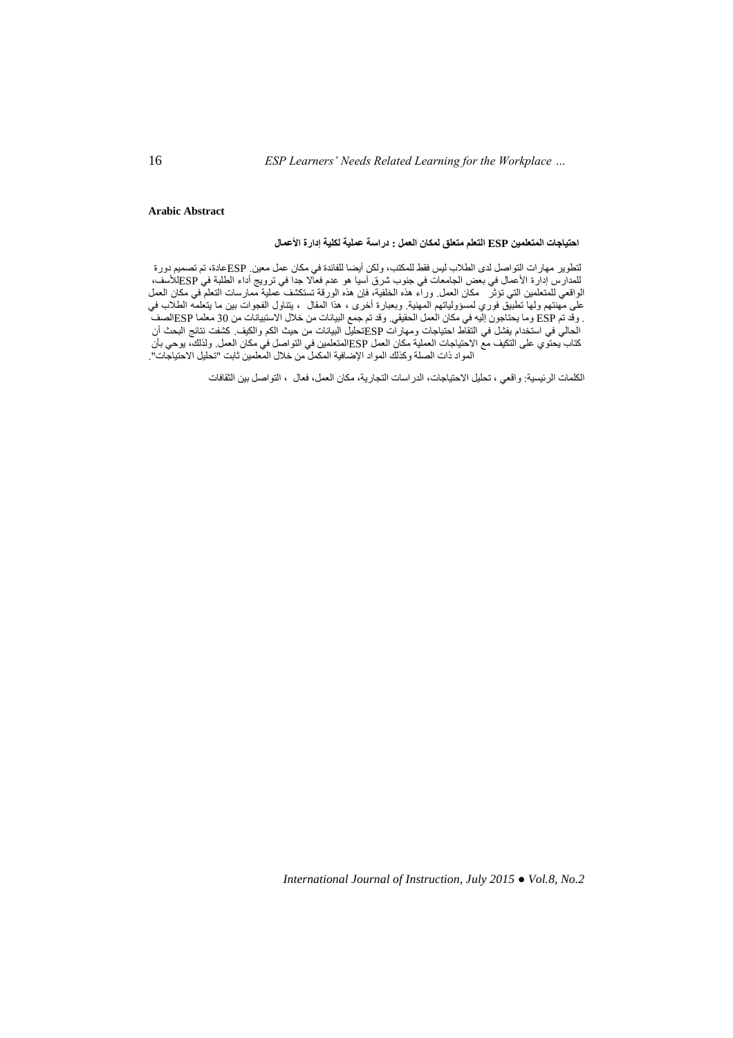**Arabic Abstract**

**احتياجات المتعلمين ESP التعلم متعلق لمكان العمل : دراسة عملية لكلية إدارة الأعمال**

لتطوير مهارات التواصل لدى الطلاب ليس فقط للمكتب، ولكن أيضا للفائدة في مكان عمل معين. ESPعادة، تم تصميم دورة للمدارس إدارة الأعمال في بعض الجامعات في جنوب شرق آسيا هو عدم فعالا جدا في ترويج أداء الطلبة في ESPللأسف، الواقعي للمتعلمين التي تؤثر مكان العمل. وراء هذه الخلفية، فإن هذه الورقة تستكشف عملية ممارسات التعلم في مكان العمل على مهنتهم ولها تطبيق فوري لمسؤولياتهم المهنية. وبعبارة أخرى ، هذا المقال ، يتناول الفجوات بين ما يتعلمه الطلاب في . وقد تم ESP وما يحتاجون إليه في مكان العمل الحقيقي. وقد تم جمع البيانات من خلال الاستبيانات من 30 معلما ESPالصف الحالي في استخدام يفشل في التقاط احتياجات ومهارات ESPتحليل البيانات من حيث الكم والكيف. كشفت نتائج البحث أن كتاب يحتوي على التكيف مع الاحتياجات العملية مكان العمل ESPالمتعلمين في التواصل في مكان العمل. ولذلك، يوحي بأن المواد ذات الصلة وكذلك المواد الإضافية المكمل من خلال المعلمين ثابت "تحليل الاحتياجات".

الكلمات الرئيسية: واقعي ، تحليل الاحتياجات، الدراسات التجارية، مكان العمل، فعال ، التواصل بين الثقافات